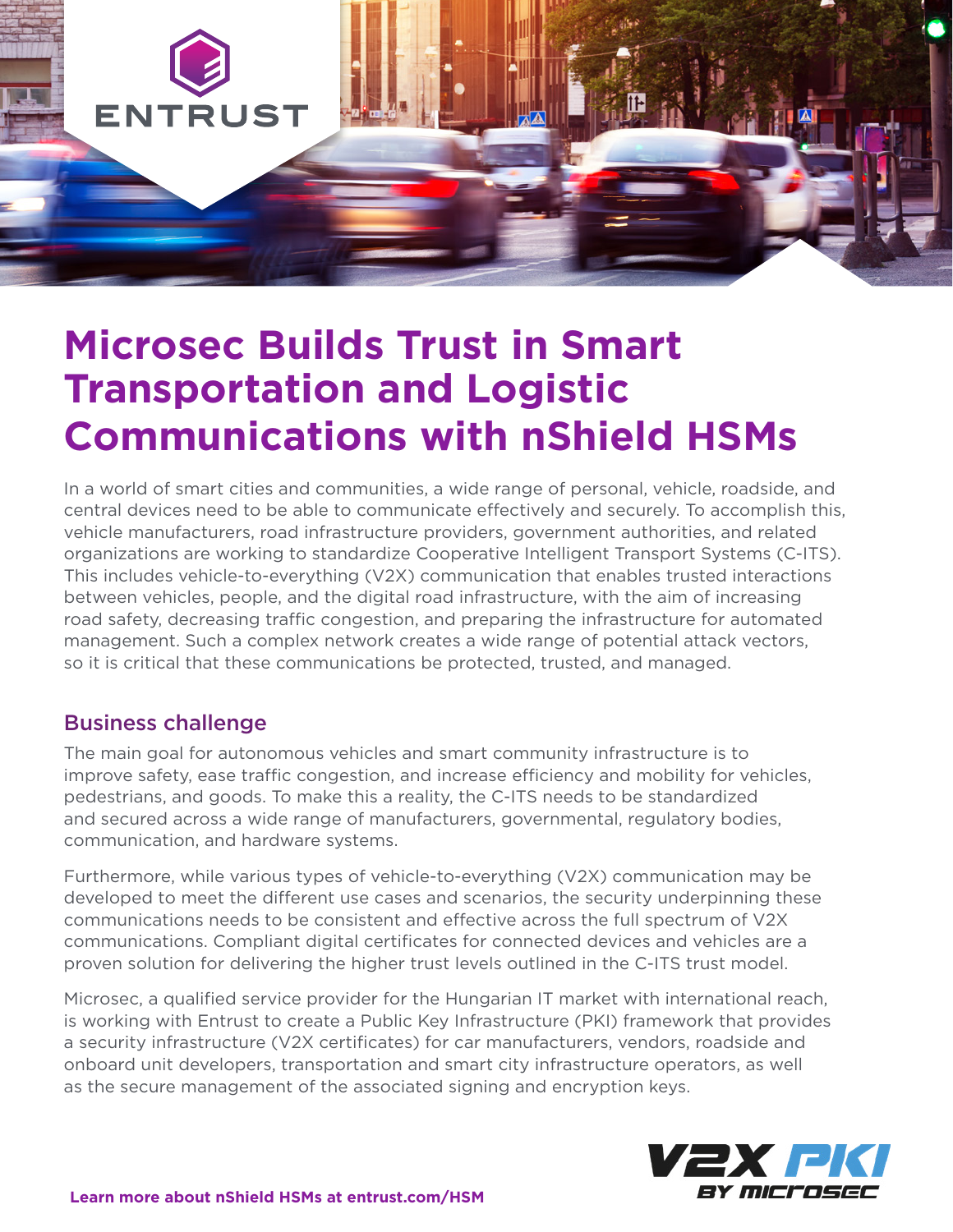# Microsec Builds Trust in Smart Transportation and Logistic Communications with nShield HSMs

In a world of smart cities and communities, a wide range of personal, vehicle, roadside, and central devices need to be able to communicate effectively and securely. To accomplish this, vehicle manufacturers, road infrastructure providers, government authorities, and related organizations are working to standardize Cooperative Intelligent Transport Systems (C-ITS). This includes vehicle-to-everything (V2X) communication that enables trusted interactions between vehicles, people, and the digital road infrastructure, with the aim of increasing road safety, decreasing traffic congestion, and preparing the infrastructure for automated management. Such a complex network creates a wide range of potential attack vectors, so it is critical that these communications be protected, trusted, and managed.

## Business challenge

The main goal for autonomous vehicles and smart community infrastructure is to improve safety, ease traffic congestion, and increase efficiency and mobility for vehicles, pedestrians, and goods. To make this a reality, the C-ITS needs to be standardized and secured across a wide range of manufacturers, governmental, regulatory bodies, communication, and hardware systems.

Furthermore, while various types of vehicle-to-everything (V2X) communication may be developed to meet the different use cases and scenarios, the security underpinning these communications needs to be consistent and effective across the full spectrum of V2X communications. Compliant digital certificates for connected devices and vehicles are a proven solution for delivering the higher trust levels outlined in the C-ITS trust model.

Microsec, a qualified service provider for the Hungarian IT market with international reach, is working with Entrust to create a Public Key Infrastructure (PKI) framework that provides a security infrastructure (V2X certificates) for car manufacturers, vendors, roadside and onboard unit developers, transportation and smart city infrastructure operators, as well as the secure management of the associated signing and encryption keys.

**Learn more about nShield HSMs at entrust.com/HSM**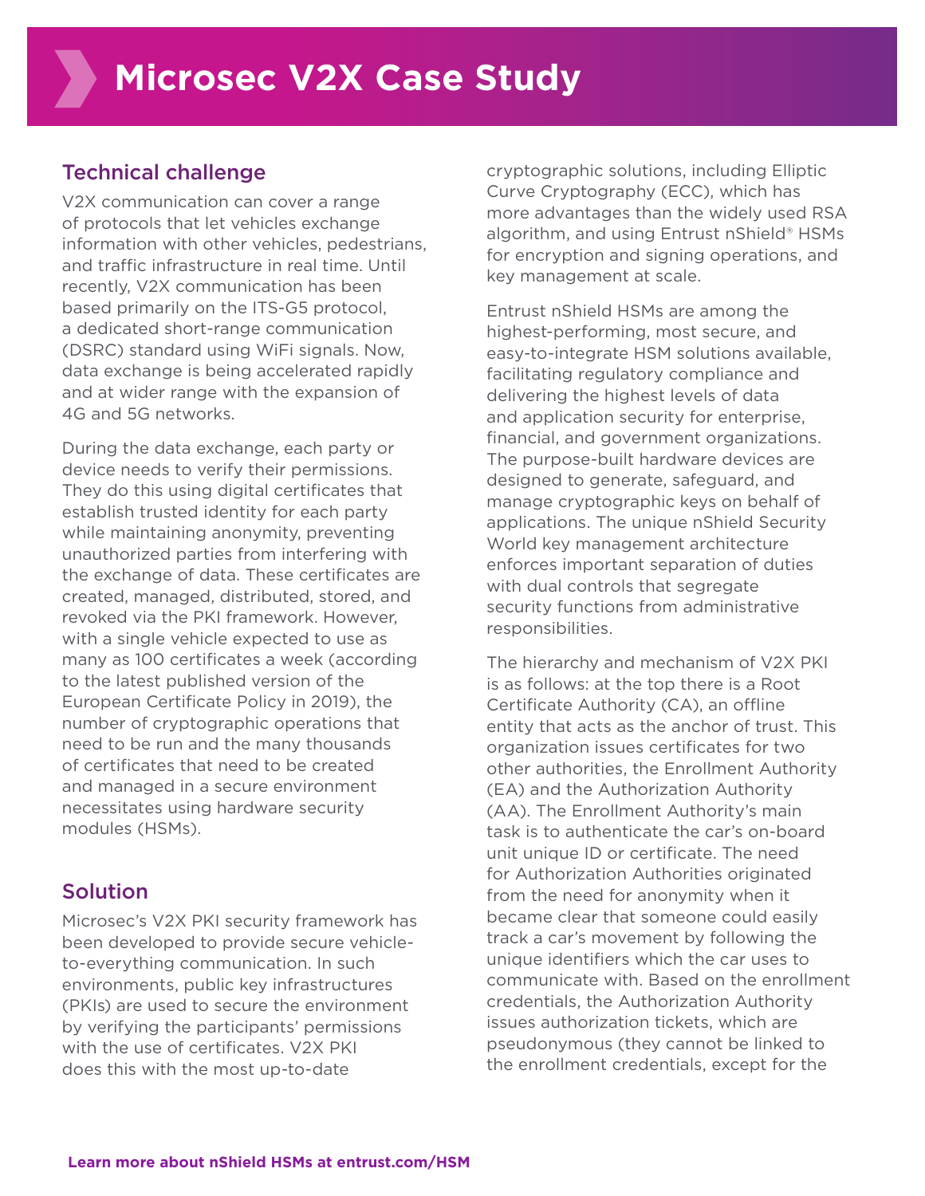# Microsec V2X Case Study

## Technical challenge

V2X communication can cover a range of protocols that let vehicles exchange information with other vehicles, pedestrians, and traffic infrastructure in real time. Until recently, V2X communication has been based primarily on the ITS-G5 protocol, a dedicated short-range communication (DSRC) standard using WiFi signals. Now, data exchange is being accelerated rapidly and at wider range with the expansion of 4G and 5G networks.

During the data exchange, each party or device needs to verify their permissions. They do this using digital certificates that establish trusted identity for each party while maintaining anonymity, preventing unauthorized parties from interfering with the exchange of data. These certificates are created, managed, distributed, stored, and revoked via the PKI framework. However, with a single vehicle expected to use as many as 100 certificates a week (according to the latest published version of the European Certificate Policy in 2019), the number of cryptographic operations that need to be run and the many thousands of certificates that need to be created and managed in a secure environment necessitates using hardware security modules (HSMs).

## Solution

Microsec's V2X PKI security framework has been developed to provide secure vehicle-to-everything communication. In such environments, public key infrastructures (PKIs) are used to secure the environment by verifying the participants' permissions with the use of certificates. V2X PKI does this with the most up-to-date cryptographic solutions, including Elliptic Curve Cryptography (ECC), which has more advantages than the widely used RSA algorithm, and using Entrust nShield® HSMs for encryption and signing operations, and key management at scale.

Entrust nShield HSMs are among the highest-performing, most secure, and easy-to-integrate HSM solutions available, facilitating regulatory compliance and delivering the highest levels of data and application security for enterprise, financial, and government organizations. The purpose-built hardware devices are designed to generate, safeguard, and manage cryptographic keys on behalf of applications. The unique nShield Security World key management architecture enforces important separation of duties with dual controls that segregate security functions from administrative responsibilities.

The hierarchy and mechanism of V2X PKI is as follows: at the top there is a Root Certificate Authority (CA), an offline entity that acts as the anchor of trust. This organization issues certificates for two other authorities, the Enrollment Authority (EA) and the Authorization Authority (AA). The Enrollment Authority's main task is to authenticate the car's on-board unit unique ID or certificate. The need for Authorization Authorities originated from the need for anonymity when it became clear that someone could easily track a car's movement by following the unique identifiers which the car uses to communicate with. Based on the enrollment credentials, the Authorization Authority issues authorization tickets, which are pseudonymous (they cannot be linked to the enrollment credentials, except for the

**Learn more about nShield HSMs at entrust.com/HSM**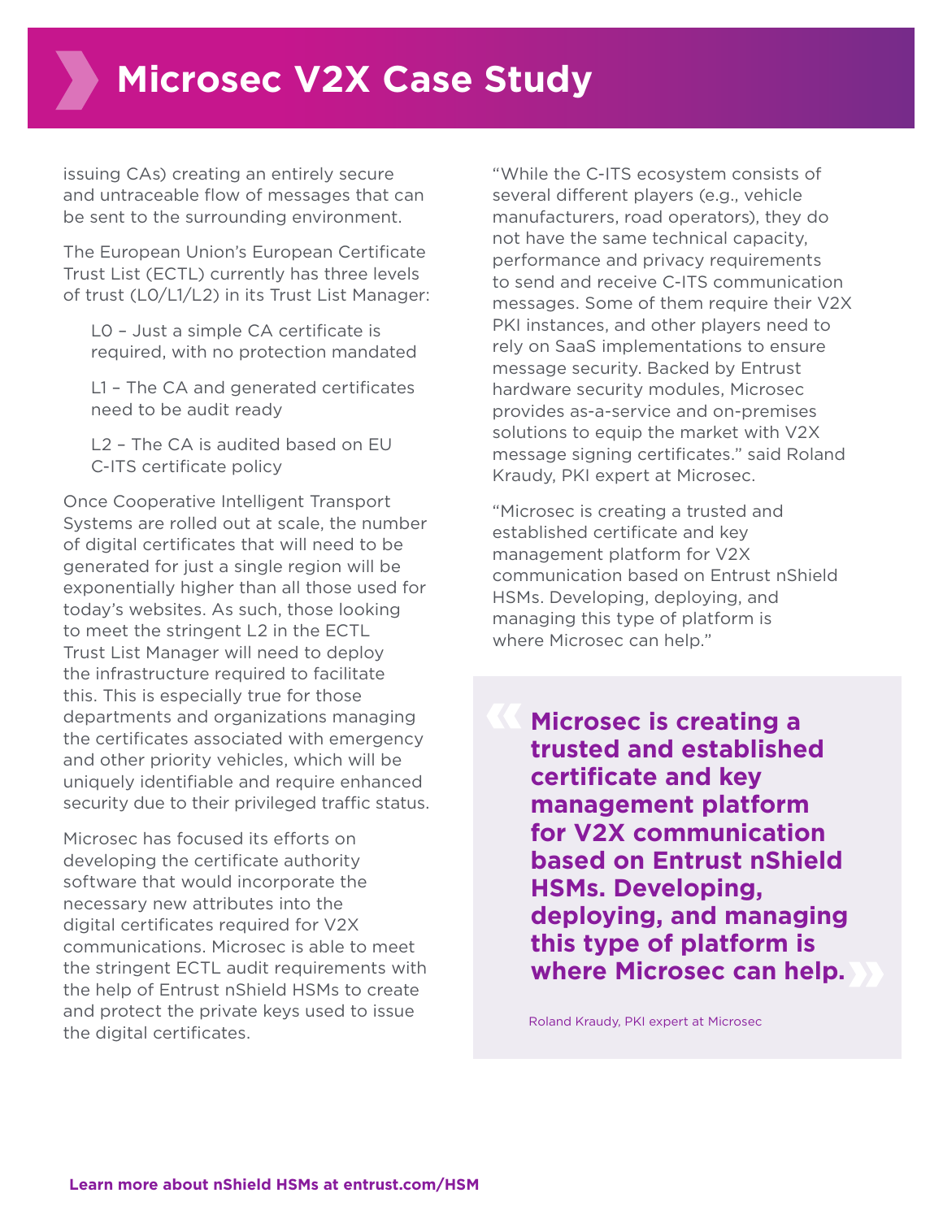issuing CAs) creating an entirely secure and untraceable flow of messages that can be sent to the surrounding environment.

The European Union's European Certificate Trust List (ECTL) currently has three levels of trust (L0/L1/L2) in its Trust List Manager:

- L0 – Just a simple CA certificate is required, with no protection mandated
- L1 – The CA and generated certificates need to be audit ready
- L2 – The CA is audited based on EU C-ITS certificate policy

Once Cooperative Intelligent Transport Systems are rolled out at scale, the number of digital certificates that will need to be generated for just a single region will be exponentially higher than all those used for today's websites. As such, those looking to meet the stringent L2 in the ECTL Trust List Manager will need to deploy the infrastructure required to facilitate this. This is especially true for those departments and organizations managing the certificates associated with emergency and other priority vehicles, which will be uniquely identifiable and require enhanced security due to their privileged traffic status.

Microsec has focused its efforts on developing the certificate authority software that would incorporate the necessary new attributes into the digital certificates required for V2X communications. Microsec is able to meet the stringent ECTL audit requirements with the help of Entrust nShield HSMs to create and protect the private keys used to issue the digital certificates.

"While the C-ITS ecosystem consists of several different players (e.g., vehicle manufacturers, road operators), they do not have the same technical capacity, performance and privacy requirements to send and receive C-ITS communication messages. Some of them require their V2X PKI instances, and other players need to rely on SaaS implementations to ensure message security. Backed by Entrust hardware security modules, Microsec provides as-a-service and on-premises solutions to equip the market with V2X message signing certificates." said Roland Kraudy, PKI expert at Microsec.

"Microsec is creating a trusted and established certificate and key management platform for V2X communication based on Entrust nShield HSMs. Developing, deploying, and managing this type of platform is where Microsec can help."

> **Microsec is creating a trusted and established certificate and key management platform for V2X communication based on Entrust nShield HSMs. Developing, deploying, and managing this type of platform is where Microsec can help.**
>
> Roland Kraudy, PKI expert at Microsec

**Learn more about nShield HSMs at entrust.com/HSM**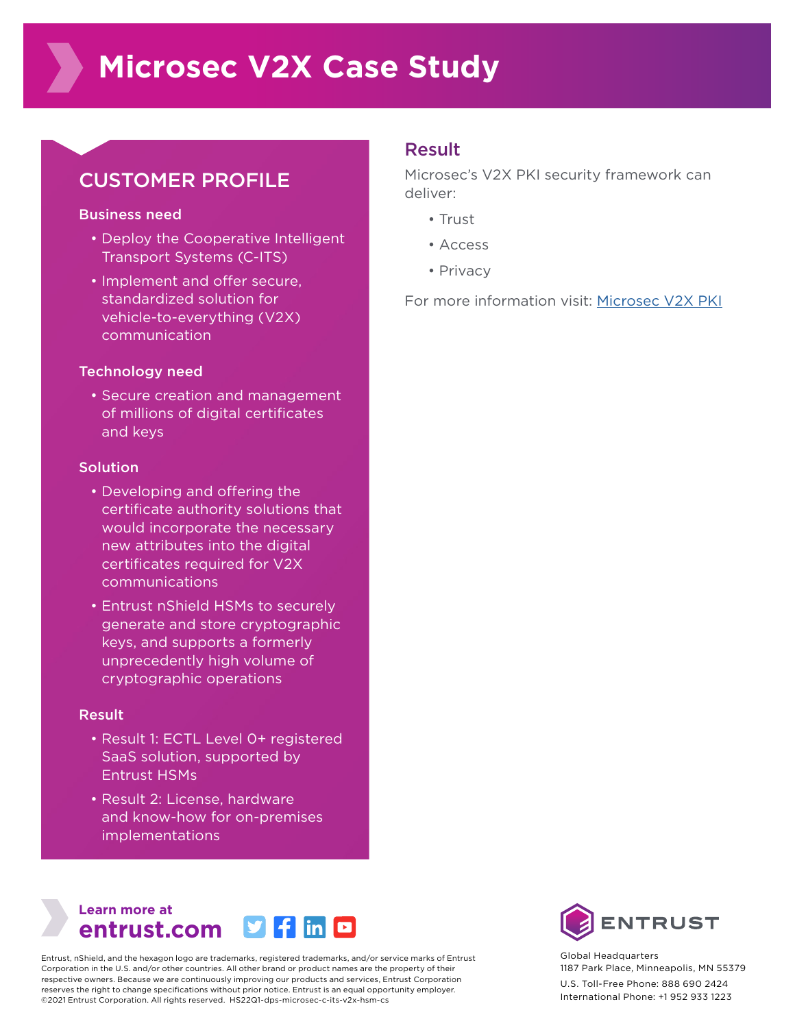# Microsec V2X Case Study

## CUSTOMER PROFILE

### Business need

- Deploy the Cooperative Intelligent Transport Systems (C-ITS)
- Implement and offer secure, standardized solution for vehicle-to-everything (V2X) communication

### Technology need

- Secure creation and management of millions of digital certificates and keys

### Solution

- Developing and offering the certificate authority solutions that would incorporate the necessary new attributes into the digital certificates required for V2X communications
- Entrust nShield HSMs to securely generate and store cryptographic keys, and supports a formerly unprecedently high volume of cryptographic operations

### Result

- Result 1: ECTL Level 0+ registered SaaS solution, supported by Entrust HSMs
- Result 2: License, hardware and know-how for on-premises implementations

## Result

Microsec's V2X PKI security framework can deliver:

- Trust
- Access
- Privacy

For more information visit: [Microsec V2X PKI]()

Learn more at **entrust.com**

Entrust, nShield, and the hexagon logo are trademarks, registered trademarks, and/or service marks of Entrust Corporation in the U.S. and/or other countries. All other brand or product names are the property of their respective owners. Because we are continuously improving our products and services, Entrust Corporation reserves the right to change specifications without prior notice. Entrust is an equal opportunity employer. ©2021 Entrust Corporation. All rights reserved. HS22Q1-dps-microsec-c-its-v2x-hsm-cs

ENTRUST

Global Headquarters
1187 Park Place, Minneapolis, MN 55379
U.S. Toll-Free Phone: 888 690 2424
International Phone: +1 952 933 1223